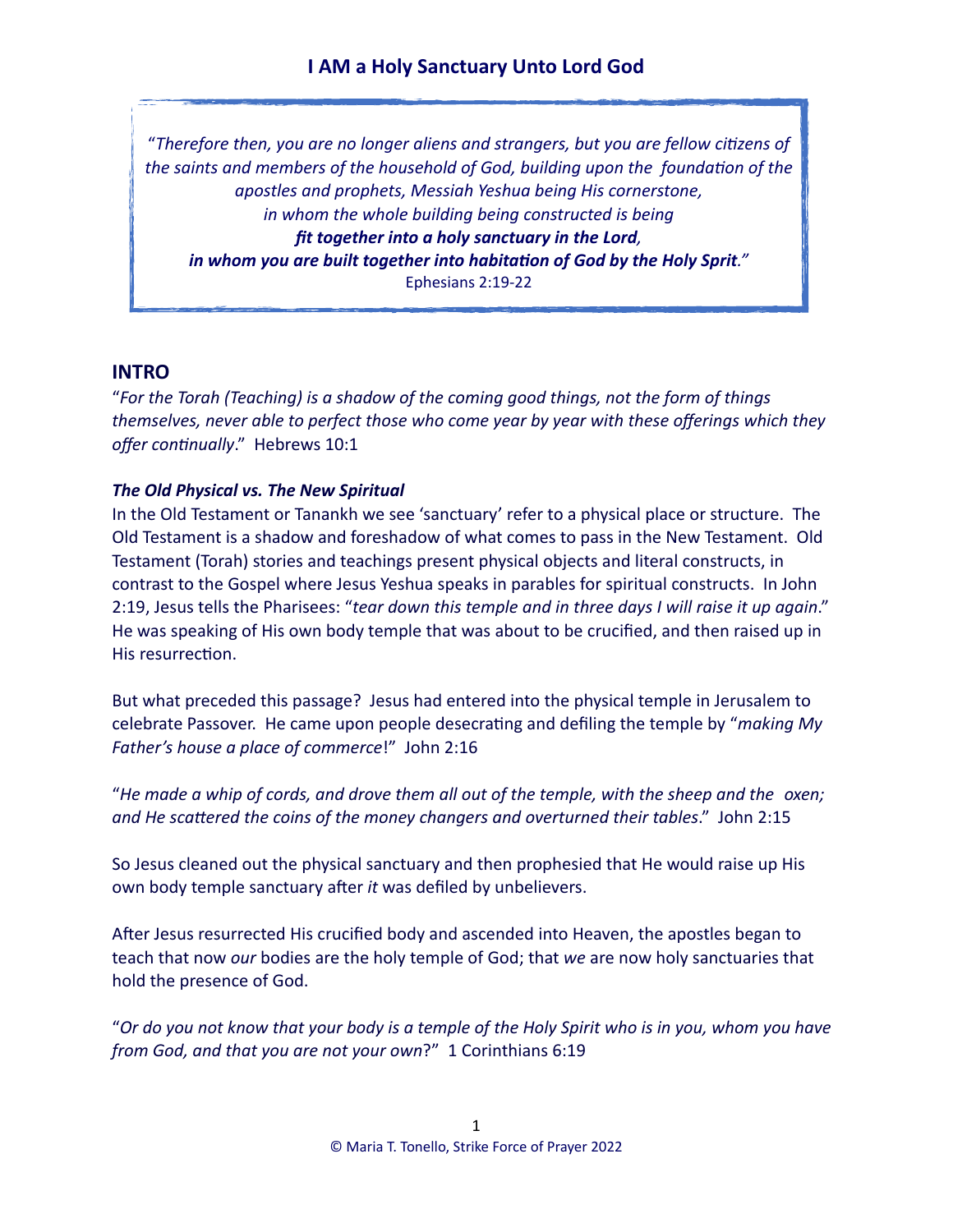# I AM a Holy Sanctuary Unto Lord God

> "*Therefore then, you are no longer aliens and strangers, but you are fellow citizens of the saints and members of the household of God, building upon the foundation of the apostles and prophets, Messiah Yeshua being His cornerstone, in whom the whole building being constructed is being* ***fit together into a holy sanctuary in the Lord, in whom you are built together into habitation of God by the Holy Sprit****."*
> Ephesians 2:19-22

## INTRO

"*For the Torah (Teaching) is a shadow of the coming good things, not the form of things themselves, never able to perfect those who come year by year with these offerings which they offer continually*." Hebrews 10:1

### *The Old Physical vs. The New Spiritual*

In the Old Testament or Tanankh we see 'sanctuary' refer to a physical place or structure. The Old Testament is a shadow and foreshadow of what comes to pass in the New Testament. Old Testament (Torah) stories and teachings present physical objects and literal constructs, in contrast to the Gospel where Jesus Yeshua speaks in parables for spiritual constructs. In John 2:19, Jesus tells the Pharisees: "*tear down this temple and in three days I will raise it up again*." He was speaking of His own body temple that was about to be crucified, and then raised up in His resurrection.

But what preceded this passage? Jesus had entered into the physical temple in Jerusalem to celebrate Passover. He came upon people desecrating and defiling the temple by "*making My Father's house a place of commerce*!" John 2:16

"*He made a whip of cords, and drove them all out of the temple, with the sheep and the oxen; and He scattered the coins of the money changers and overturned their tables*." John 2:15

So Jesus cleaned out the physical sanctuary and then prophesied that He would raise up His own body temple sanctuary after *it* was defiled by unbelievers.

After Jesus resurrected His crucified body and ascended into Heaven, the apostles began to teach that now *our* bodies are the holy temple of God; that *we* are now holy sanctuaries that hold the presence of God.

"*Or do you not know that your body is a temple of the Holy Spirit who is in you, whom you have from God, and that you are not your own*?" 1 Corinthians 6:19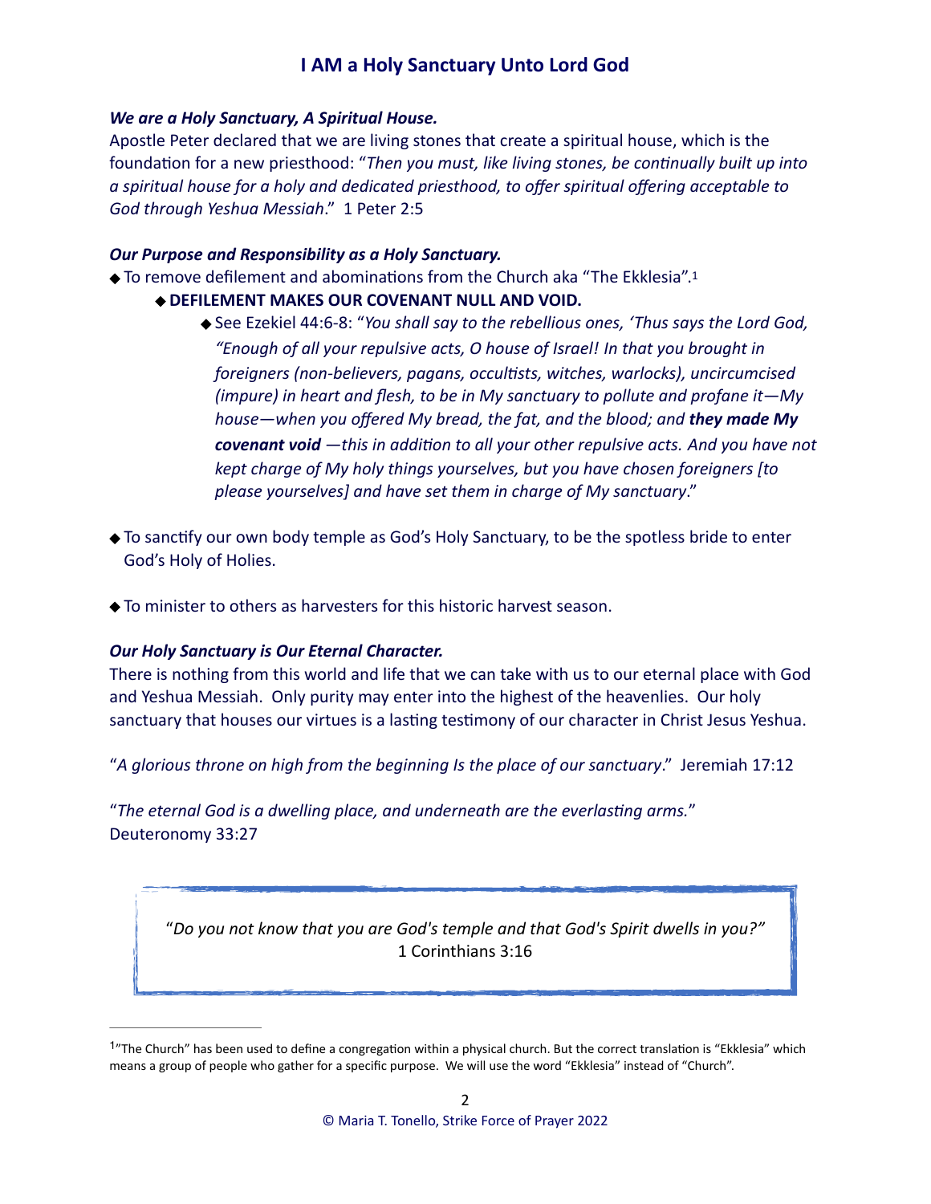# I AM a Holy Sanctuary Unto Lord God

***We are a Holy Sanctuary, A Spiritual House.***

Apostle Peter declared that we are living stones that create a spiritual house, which is the foundation for a new priesthood: "*Then you must, like living stones, be continually built up into a spiritual house for a holy and dedicated priesthood, to offer spiritual offering acceptable to God through Yeshua Messiah*." 1 Peter 2:5

***Our Purpose and Responsibility as a Holy Sanctuary.***

- To remove defilement and abominations from the Church aka "The Ekklesia".[1]
  - **DEFILEMENT MAKES OUR COVENANT NULL AND VOID.**
    - See Ezekiel 44:6-8: "*You shall say to the rebellious ones, 'Thus says the Lord God, "Enough of all your repulsive acts, O house of Israel! In that you brought in foreigners (non-believers, pagans, occultists, witches, warlocks), uncircumcised (impure) in heart and flesh, to be in My sanctuary to pollute and profane it—My house—when you offered My bread, the fat, and the blood; and **they made My covenant void** —this in addition to all your other repulsive acts. And you have not kept charge of My holy things yourselves, but you have chosen foreigners [to please yourselves] and have set them in charge of My sanctuary*."

- To sanctify our own body temple as God's Holy Sanctuary, to be the spotless bride to enter God's Holy of Holies.

- To minister to others as harvesters for this historic harvest season.

***Our Holy Sanctuary is Our Eternal Character.***

There is nothing from this world and life that we can take with us to our eternal place with God and Yeshua Messiah. Only purity may enter into the highest of the heavenlies. Our holy sanctuary that houses our virtues is a lasting testimony of our character in Christ Jesus Yeshua.

"*A glorious throne on high from the beginning Is the place of our sanctuary*." Jeremiah 17:12

"*The eternal God is a dwelling place, and underneath are the everlasting arms.*"
Deuteronomy 33:27

> "*Do you not know that you are God's temple and that God's Spirit dwells in you?*"
> 1 Corinthians 3:16

---

[1] "The Church" has been used to define a congregation within a physical church. But the correct translation is "Ekklesia" which means a group of people who gather for a specific purpose. We will use the word "Ekklesia" instead of "Church".

© Maria T. Tonello, Strike Force of Prayer 2022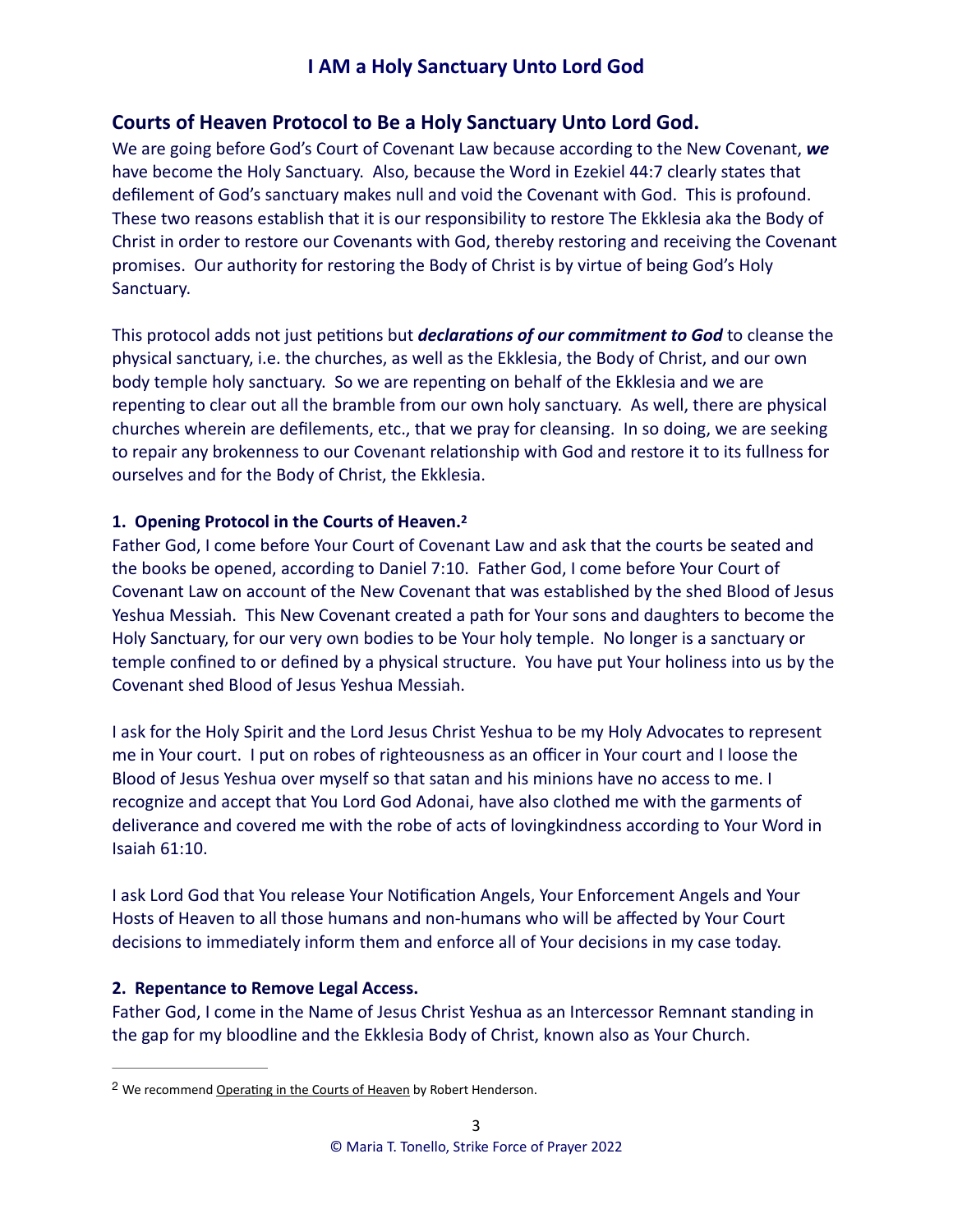## Courts of Heaven Protocol to Be a Holy Sanctuary Unto Lord God.

We are going before God's Court of Covenant Law because according to the New Covenant, ***we*** have become the Holy Sanctuary. Also, because the Word in Ezekiel 44:7 clearly states that defilement of God's sanctuary makes null and void the Covenant with God. This is profound. These two reasons establish that it is our responsibility to restore The Ekklesia aka the Body of Christ in order to restore our Covenants with God, thereby restoring and receiving the Covenant promises. Our authority for restoring the Body of Christ is by virtue of being God's Holy Sanctuary.

This protocol adds not just petitions but ***declarations of our commitment to God*** to cleanse the physical sanctuary, i.e. the churches, as well as the Ekklesia, the Body of Christ, and our own body temple holy sanctuary. So we are repenting on behalf of the Ekklesia and we are repenting to clear out all the bramble from our own holy sanctuary. As well, there are physical churches wherein are defilements, etc., that we pray for cleansing. In so doing, we are seeking to repair any brokenness to our Covenant relationship with God and restore it to its fullness for ourselves and for the Body of Christ, the Ekklesia.

**1. Opening Protocol in the Courts of Heaven.[2]**

Father God, I come before Your Court of Covenant Law and ask that the courts be seated and the books be opened, according to Daniel 7:10. Father God, I come before Your Court of Covenant Law on account of the New Covenant that was established by the shed Blood of Jesus Yeshua Messiah. This New Covenant created a path for Your sons and daughters to become the Holy Sanctuary, for our very own bodies to be Your holy temple. No longer is a sanctuary or temple confined to or defined by a physical structure. You have put Your holiness into us by the Covenant shed Blood of Jesus Yeshua Messiah.

I ask for the Holy Spirit and the Lord Jesus Christ Yeshua to be my Holy Advocates to represent me in Your court. I put on robes of righteousness as an officer in Your court and I loose the Blood of Jesus Yeshua over myself so that satan and his minions have no access to me. I recognize and accept that You Lord God Adonai, have also clothed me with the garments of deliverance and covered me with the robe of acts of lovingkindness according to Your Word in Isaiah 61:10.

I ask Lord God that You release Your Notification Angels, Your Enforcement Angels and Your Hosts of Heaven to all those humans and non-humans who will be affected by Your Court decisions to immediately inform them and enforce all of Your decisions in my case today.

**2. Repentance to Remove Legal Access.**

Father God, I come in the Name of Jesus Christ Yeshua as an Intercessor Remnant standing in the gap for my bloodline and the Ekklesia Body of Christ, known also as Your Church.

---

[2] We recommend Operating in the Courts of Heaven by Robert Henderson.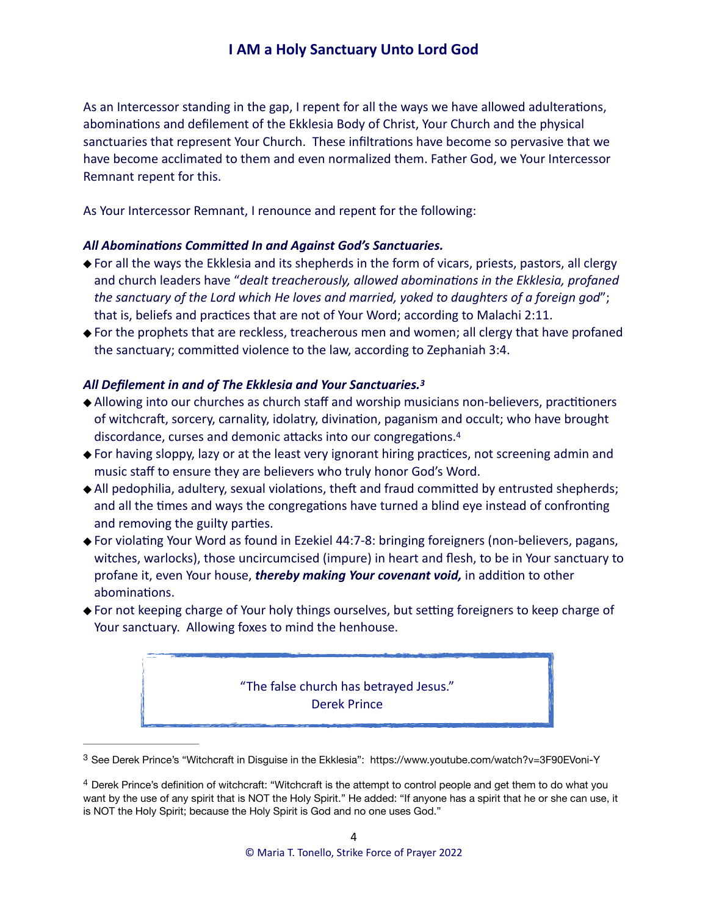As an Intercessor standing in the gap, I repent for all the ways we have allowed adulterations, abominations and defilement of the Ekklesia Body of Christ, Your Church and the physical sanctuaries that represent Your Church. These infiltrations have become so pervasive that we have become acclimated to them and even normalized them. Father God, we Your Intercessor Remnant repent for this.

As Your Intercessor Remnant, I renounce and repent for the following:

***All Abominations Committed In and Against God's Sanctuaries.***

- For all the ways the Ekklesia and its shepherds in the form of vicars, priests, pastors, all clergy and church leaders have "*dealt treacherously, allowed abominations in the Ekklesia, profaned the sanctuary of the Lord which He loves and married, yoked to daughters of a foreign god*"; that is, beliefs and practices that are not of Your Word; according to Malachi 2:11.
- For the prophets that are reckless, treacherous men and women; all clergy that have profaned the sanctuary; committed violence to the law, according to Zephaniah 3:4.

***All Defilement in and of The Ekklesia and Your Sanctuaries.[3]***

- Allowing into our churches as church staff and worship musicians non-believers, practitioners of witchcraft, sorcery, carnality, idolatry, divination, paganism and occult; who have brought discordance, curses and demonic attacks into our congregations.[4]
- For having sloppy, lazy or at the least very ignorant hiring practices, not screening admin and music staff to ensure they are believers who truly honor God's Word.
- All pedophilia, adultery, sexual violations, theft and fraud committed by entrusted shepherds; and all the times and ways the congregations have turned a blind eye instead of confronting and removing the guilty parties.
- For violating Your Word as found in Ezekiel 44:7-8: bringing foreigners (non-believers, pagans, witches, warlocks), those uncircumcised (impure) in heart and flesh, to be in Your sanctuary to profane it, even Your house, ***thereby making Your covenant void,*** in addition to other abominations.
- For not keeping charge of Your holy things ourselves, but setting foreigners to keep charge of Your sanctuary. Allowing foxes to mind the henhouse.

> "The false church has betrayed Jesus."
> Derek Prince

---

[3] See Derek Prince's "Witchcraft in Disguise in the Ekklesia": https://www.youtube.com/watch?v=3F90EVoni-Y

[4] Derek Prince's definition of witchcraft: "Witchcraft is the attempt to control people and get them to do what you want by the use of any spirit that is NOT the Holy Spirit." He added: "If anyone has a spirit that he or she can use, it is NOT the Holy Spirit; because the Holy Spirit is God and no one uses God."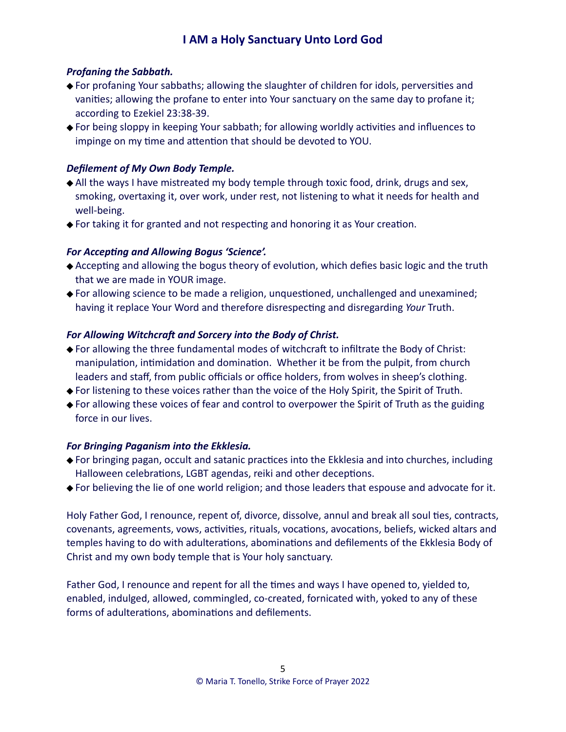***Profaning the Sabbath.***

- For profaning Your sabbaths; allowing the slaughter of children for idols, perversities and vanities; allowing the profane to enter into Your sanctuary on the same day to profane it; according to Ezekiel 23:38-39.
- For being sloppy in keeping Your sabbath; for allowing worldly activities and influences to impinge on my time and attention that should be devoted to YOU.

***Defilement of My Own Body Temple.***

- All the ways I have mistreated my body temple through toxic food, drink, drugs and sex, smoking, overtaxing it, over work, under rest, not listening to what it needs for health and well-being.
- For taking it for granted and not respecting and honoring it as Your creation.

***For Accepting and Allowing Bogus 'Science'.***

- Accepting and allowing the bogus theory of evolution, which defies basic logic and the truth that we are made in YOUR image.
- For allowing science to be made a religion, unquestioned, unchallenged and unexamined; having it replace Your Word and therefore disrespecting and disregarding *Your* Truth.

***For Allowing Witchcraft and Sorcery into the Body of Christ.***

- For allowing the three fundamental modes of witchcraft to infiltrate the Body of Christ: manipulation, intimidation and domination. Whether it be from the pulpit, from church leaders and staff, from public officials or office holders, from wolves in sheep's clothing.
- For listening to these voices rather than the voice of the Holy Spirit, the Spirit of Truth.
- For allowing these voices of fear and control to overpower the Spirit of Truth as the guiding force in our lives.

***For Bringing Paganism into the Ekklesia.***

- For bringing pagan, occult and satanic practices into the Ekklesia and into churches, including Halloween celebrations, LGBT agendas, reiki and other deceptions.
- For believing the lie of one world religion; and those leaders that espouse and advocate for it.

Holy Father God, I renounce, repent of, divorce, dissolve, annul and break all soul ties, contracts, covenants, agreements, vows, activities, rituals, vocations, avocations, beliefs, wicked altars and temples having to do with adulterations, abominations and defilements of the Ekklesia Body of Christ and my own body temple that is Your holy sanctuary.

Father God, I renounce and repent for all the times and ways I have opened to, yielded to, enabled, indulged, allowed, commingled, co-created, fornicated with, yoked to any of these forms of adulterations, abominations and defilements.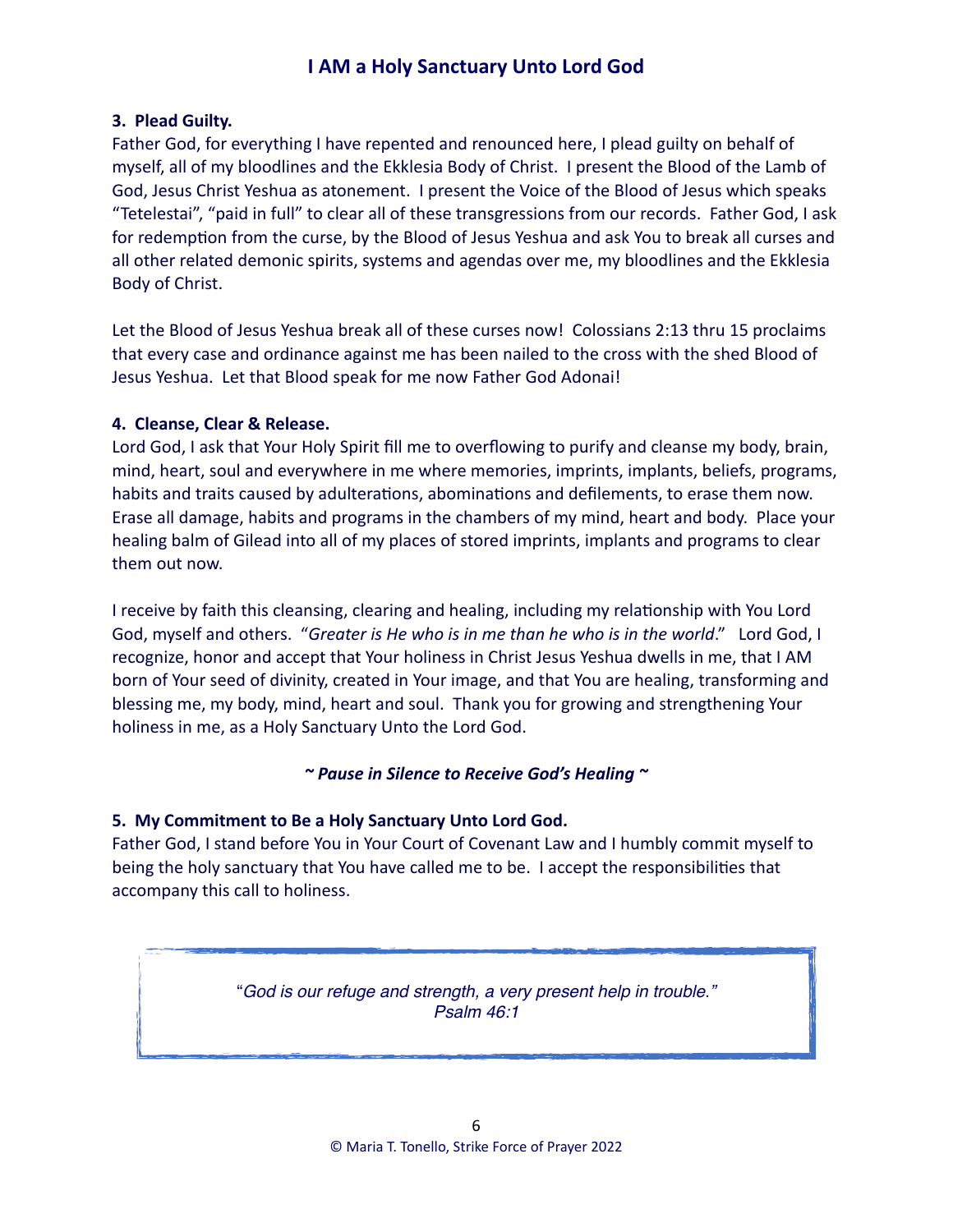**3. Plead Guilty.**

Father God, for everything I have repented and renounced here, I plead guilty on behalf of myself, all of my bloodlines and the Ekklesia Body of Christ. I present the Blood of the Lamb of God, Jesus Christ Yeshua as atonement. I present the Voice of the Blood of Jesus which speaks "Tetelestai", "paid in full" to clear all of these transgressions from our records. Father God, I ask for redemption from the curse, by the Blood of Jesus Yeshua and ask You to break all curses and all other related demonic spirits, systems and agendas over me, my bloodlines and the Ekklesia Body of Christ.

Let the Blood of Jesus Yeshua break all of these curses now! Colossians 2:13 thru 15 proclaims that every case and ordinance against me has been nailed to the cross with the shed Blood of Jesus Yeshua. Let that Blood speak for me now Father God Adonai!

**4. Cleanse, Clear & Release.**

Lord God, I ask that Your Holy Spirit fill me to overflowing to purify and cleanse my body, brain, mind, heart, soul and everywhere in me where memories, imprints, implants, beliefs, programs, habits and traits caused by adulterations, abominations and defilements, to erase them now. Erase all damage, habits and programs in the chambers of my mind, heart and body. Place your healing balm of Gilead into all of my places of stored imprints, implants and programs to clear them out now.

I receive by faith this cleansing, clearing and healing, including my relationship with You Lord God, myself and others. "*Greater is He who is in me than he who is in the world*." Lord God, I recognize, honor and accept that Your holiness in Christ Jesus Yeshua dwells in me, that I AM born of Your seed of divinity, created in Your image, and that You are healing, transforming and blessing me, my body, mind, heart and soul. Thank you for growing and strengthening Your holiness in me, as a Holy Sanctuary Unto the Lord God.

***~ Pause in Silence to Receive God's Healing ~***

**5. My Commitment to Be a Holy Sanctuary Unto Lord God.**

Father God, I stand before You in Your Court of Covenant Law and I humbly commit myself to being the holy sanctuary that You have called me to be. I accept the responsibilities that accompany this call to holiness.

"*God is our refuge and strength, a very present help in trouble.*"
*Psalm 46:1*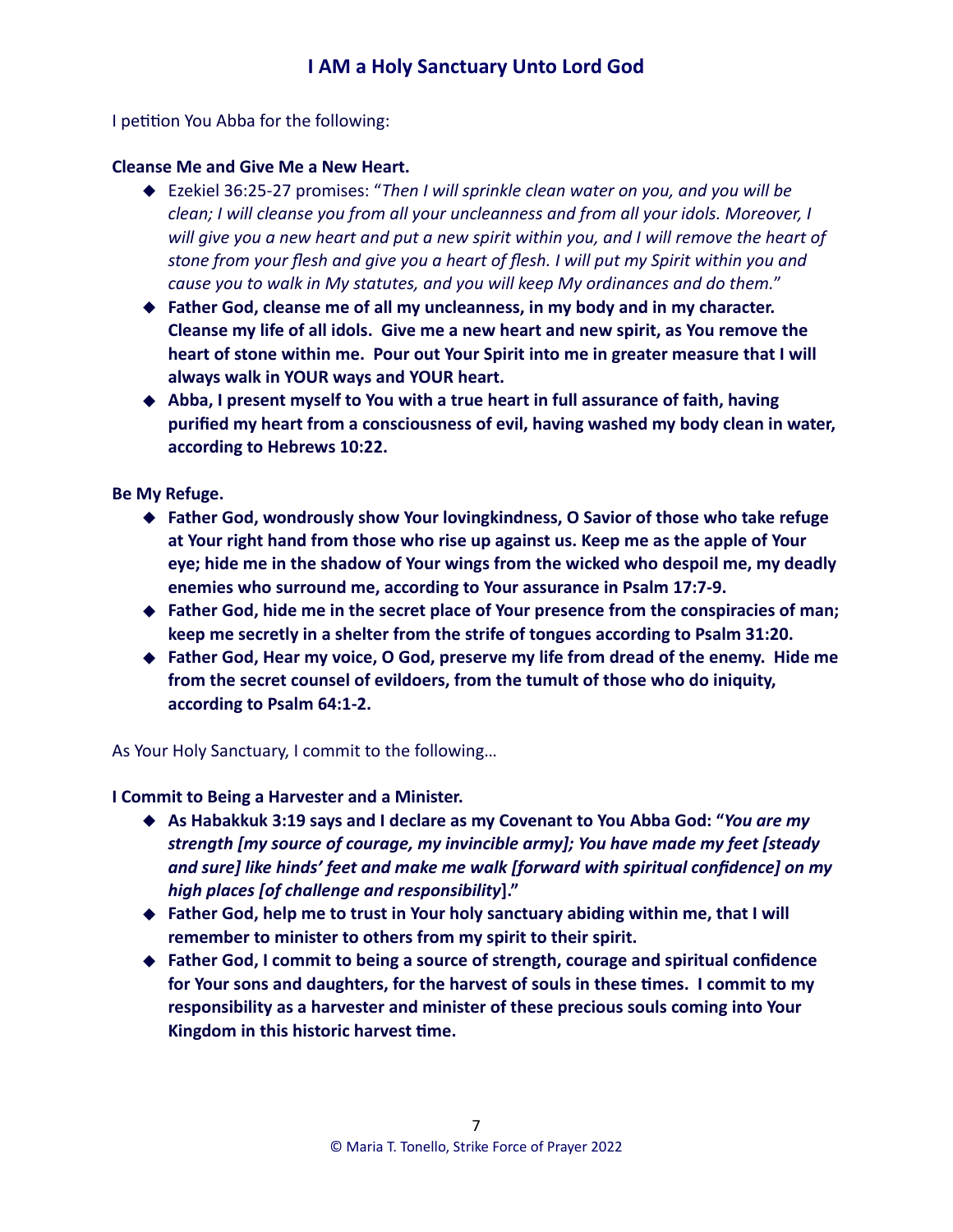# I AM a Holy Sanctuary Unto Lord God

I petition You Abba for the following:

**Cleanse Me and Give Me a New Heart.**

- Ezekiel 36:25-27 promises: "*Then I will sprinkle clean water on you, and you will be clean; I will cleanse you from all your uncleanness and from all your idols. Moreover, I will give you a new heart and put a new spirit within you, and I will remove the heart of stone from your flesh and give you a heart of flesh. I will put my Spirit within you and cause you to walk in My statutes, and you will keep My ordinances and do them.*"
- **Father God, cleanse me of all my uncleanness, in my body and in my character. Cleanse my life of all idols. Give me a new heart and new spirit, as You remove the heart of stone within me. Pour out Your Spirit into me in greater measure that I will always walk in YOUR ways and YOUR heart.**
- **Abba, I present myself to You with a true heart in full assurance of faith, having purified my heart from a consciousness of evil, having washed my body clean in water, according to Hebrews 10:22.**

**Be My Refuge.**

- **Father God, wondrously show Your lovingkindness, O Savior of those who take refuge at Your right hand from those who rise up against us. Keep me as the apple of Your eye; hide me in the shadow of Your wings from the wicked who despoil me, my deadly enemies who surround me, according to Your assurance in Psalm 17:7-9.**
- **Father God, hide me in the secret place of Your presence from the conspiracies of man; keep me secretly in a shelter from the strife of tongues according to Psalm 31:20.**
- **Father God, Hear my voice, O God, preserve my life from dread of the enemy. Hide me from the secret counsel of evildoers, from the tumult of those who do iniquity, according to Psalm 64:1-2.**

As Your Holy Sanctuary, I commit to the following…

**I Commit to Being a Harvester and a Minister.**

- **As Habakkuk 3:19 says and I declare as my Covenant to You Abba God: "*You are my strength [my source of courage, my invincible army]; You have made my feet [steady and sure] like hinds' feet and make me walk [forward with spiritual confidence] on my high places [of challenge and responsibility*]."**
- **Father God, help me to trust in Your holy sanctuary abiding within me, that I will remember to minister to others from my spirit to their spirit.**
- **Father God, I commit to being a source of strength, courage and spiritual confidence for Your sons and daughters, for the harvest of souls in these times. I commit to my responsibility as a harvester and minister of these precious souls coming into Your Kingdom in this historic harvest time.**

© Maria T. Tonello, Strike Force of Prayer 2022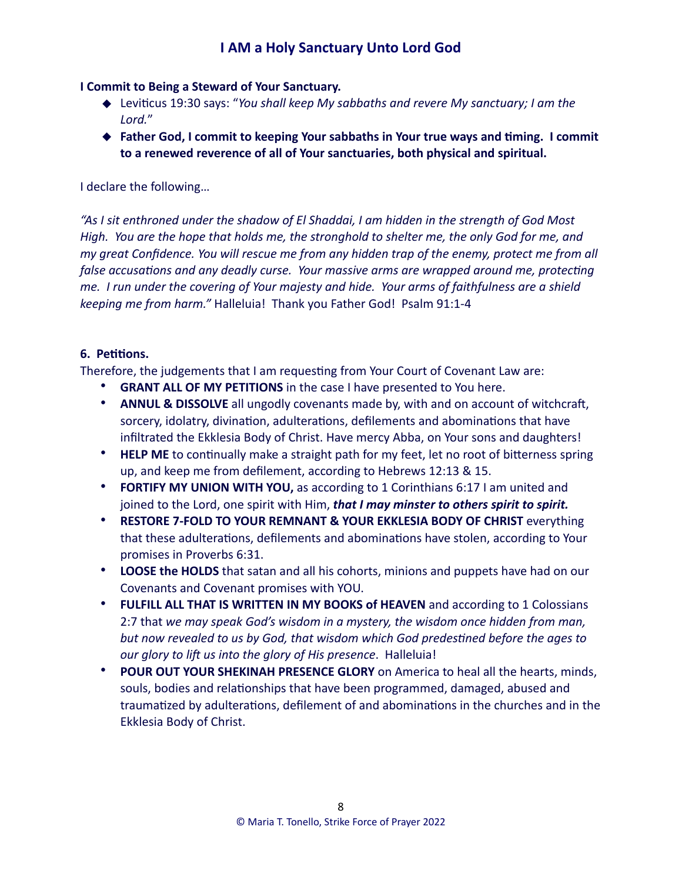**I Commit to Being a Steward of Your Sanctuary.**

- Leviticus 19:30 says: "*You shall keep My sabbaths and revere My sanctuary; I am the Lord.*"
- **Father God, I commit to keeping Your sabbaths in Your true ways and timing. I commit to a renewed reverence of all of Your sanctuaries, both physical and spiritual.**

I declare the following…

*"As I sit enthroned under the shadow of El Shaddai, I am hidden in the strength of God Most High. You are the hope that holds me, the stronghold to shelter me, the only God for me, and my great Confidence. You will rescue me from any hidden trap of the enemy, protect me from all false accusations and any deadly curse. Your massive arms are wrapped around me, protecting me. I run under the covering of Your majesty and hide. Your arms of faithfulness are a shield keeping me from harm."* Halleluia! Thank you Father God! Psalm 91:1-4

**6. Petitions.**

Therefore, the judgements that I am requesting from Your Court of Covenant Law are:

- **GRANT ALL OF MY PETITIONS** in the case I have presented to You here.
- **ANNUL & DISSOLVE** all ungodly covenants made by, with and on account of witchcraft, sorcery, idolatry, divination, adulterations, defilements and abominations that have infiltrated the Ekklesia Body of Christ. Have mercy Abba, on Your sons and daughters!
- **HELP ME** to continually make a straight path for my feet, let no root of bitterness spring up, and keep me from defilement, according to Hebrews 12:13 & 15.
- **FORTIFY MY UNION WITH YOU,** as according to 1 Corinthians 6:17 I am united and joined to the Lord, one spirit with Him, ***that I may minster to others spirit to spirit.***
- **RESTORE 7-FOLD TO YOUR REMNANT & YOUR EKKLESIA BODY OF CHRIST** everything that these adulterations, defilements and abominations have stolen, according to Your promises in Proverbs 6:31.
- **LOOSE the HOLDS** that satan and all his cohorts, minions and puppets have had on our Covenants and Covenant promises with YOU.
- **FULFILL ALL THAT IS WRITTEN IN MY BOOKS of HEAVEN** and according to 1 Colossians 2:7 that *we may speak God's wisdom in a mystery, the wisdom once hidden from man, but now revealed to us by God, that wisdom which God predestined before the ages to our glory to lift us into the glory of His presence*. Halleluia!
- **POUR OUT YOUR SHEKINAH PRESENCE GLORY** on America to heal all the hearts, minds, souls, bodies and relationships that have been programmed, damaged, abused and traumatized by adulterations, defilement of and abominations in the churches and in the Ekklesia Body of Christ.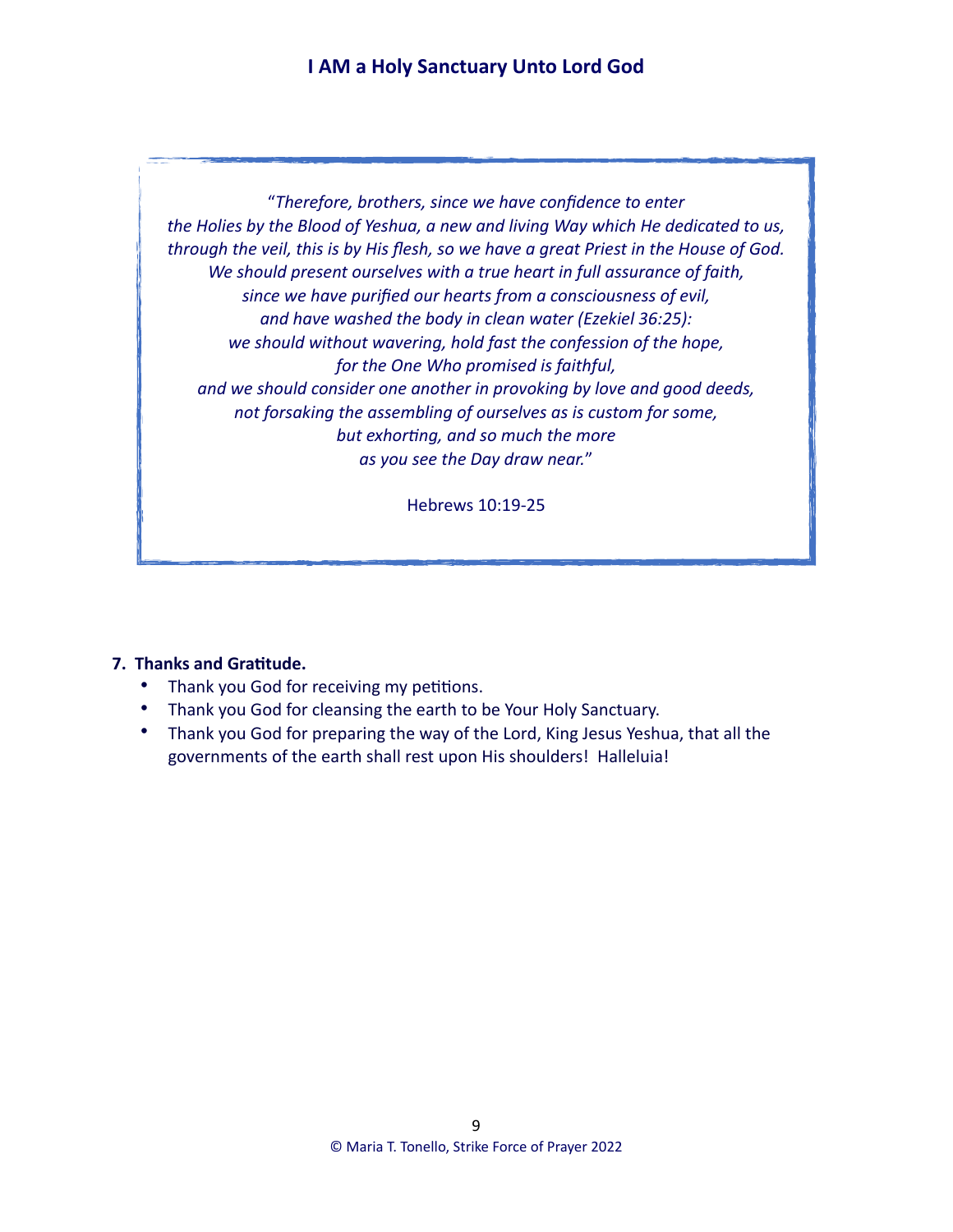*"Therefore, brothers, since we have confidence to enter the Holies by the Blood of Yeshua, a new and living Way which He dedicated to us, through the veil, this is by His flesh, so we have a great Priest in the House of God. We should present ourselves with a true heart in full assurance of faith, since we have purified our hearts from a consciousness of evil, and have washed the body in clean water (Ezekiel 36:25): we should without wavering, hold fast the confession of the hope, for the One Who promised is faithful, and we should consider one another in provoking by love and good deeds, not forsaking the assembling of ourselves as is custom for some, but exhorting, and so much the more as you see the Day draw near."*

Hebrews 10:19-25

**7. Thanks and Gratitude.**

- Thank you God for receiving my petitions.
- Thank you God for cleansing the earth to be Your Holy Sanctuary.
- Thank you God for preparing the way of the Lord, King Jesus Yeshua, that all the governments of the earth shall rest upon His shoulders! Halleluia!

© Maria T. Tonello, Strike Force of Prayer 2022